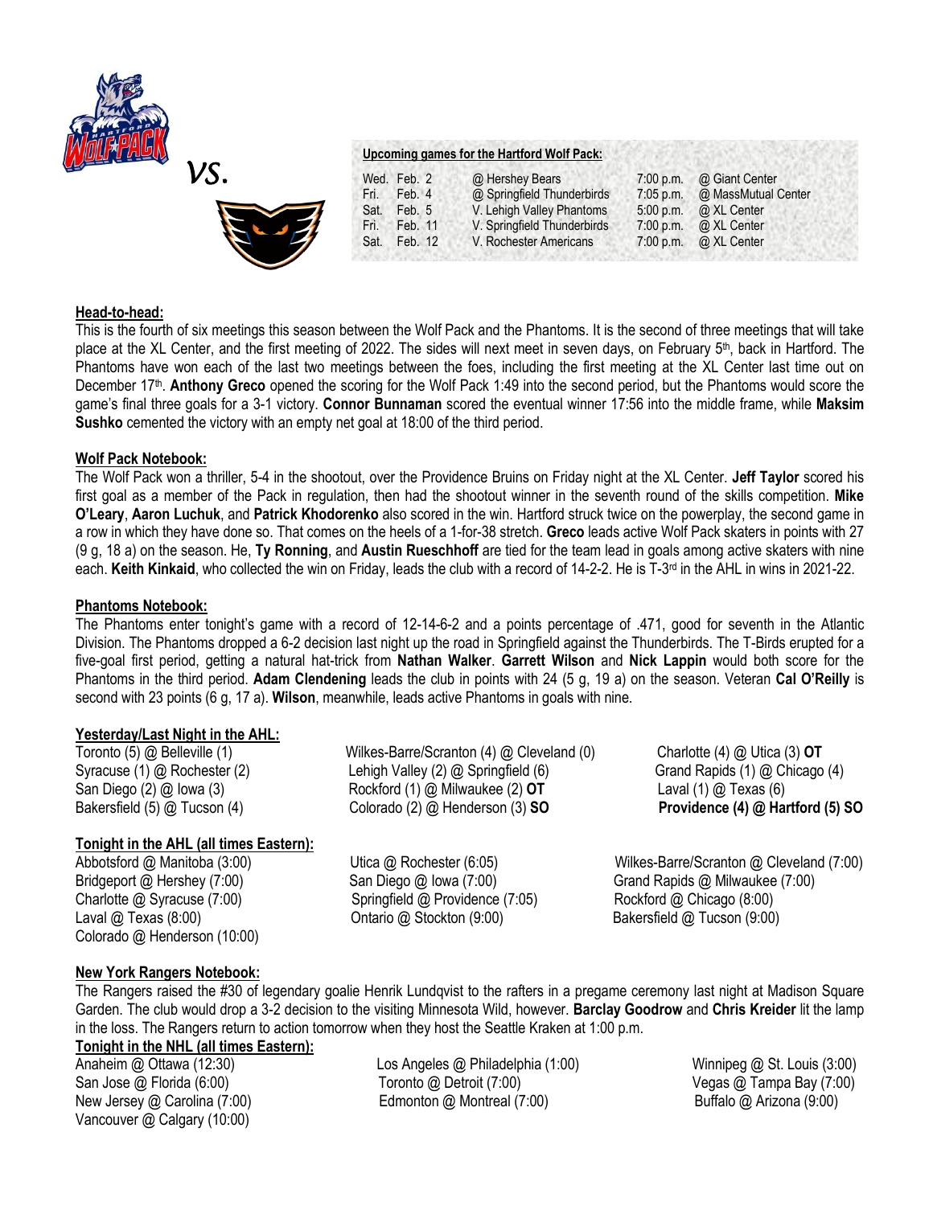*vs.*

**Upcoming games for the Hartford Wolf Pack:**

| | | | | |
|---|---|---|---|---|
| Wed. | Feb. 2 | @ Hershey Bears | 7:00 p.m. | @ Giant Center |
| Fri. | Feb. 4 | @ Springfield Thunderbirds | 7:05 p.m. | @ MassMutual Center |
| Sat. | Feb. 5 | V. Lehigh Valley Phantoms | 5:00 p.m. | @ XL Center |
| Fri. | Feb. 11 | V. Springfield Thunderbirds | 7:00 p.m. | @ XL Center |
| Sat. | Feb. 12 | V. Rochester Americans | 7:00 p.m. | @ XL Center |

## Head-to-head:

This is the fourth of six meetings this season between the Wolf Pack and the Phantoms. It is the second of three meetings that will take place at the XL Center, and the first meeting of 2022. The sides will next meet in seven days, on February 5th, back in Hartford. The Phantoms have won each of the last two meetings between the foes, including the first meeting at the XL Center last time out on December 17th. **Anthony Greco** opened the scoring for the Wolf Pack 1:49 into the second period, but the Phantoms would score the game's final three goals for a 3-1 victory. **Connor Bunnaman** scored the eventual winner 17:56 into the middle frame, while **Maksim Sushko** cemented the victory with an empty net goal at 18:00 of the third period.

## Wolf Pack Notebook:

The Wolf Pack won a thriller, 5-4 in the shootout, over the Providence Bruins on Friday night at the XL Center. **Jeff Taylor** scored his first goal as a member of the Pack in regulation, then had the shootout winner in the seventh round of the skills competition. **Mike O'Leary**, **Aaron Luchuk**, and **Patrick Khodorenko** also scored in the win. Hartford struck twice on the powerplay, the second game in a row in which they have done so. That comes on the heels of a 1-for-38 stretch. **Greco** leads active Wolf Pack skaters in points with 27 (9 g, 18 a) on the season. He, **Ty Ronning**, and **Austin Rueschhoff** are tied for the team lead in goals among active skaters with nine each. **Keith Kinkaid**, who collected the win on Friday, leads the club with a record of 14-2-2. He is T-3rd in the AHL in wins in 2021-22.

## Phantoms Notebook:

The Phantoms enter tonight's game with a record of 12-14-6-2 and a points percentage of .471, good for seventh in the Atlantic Division. The Phantoms dropped a 6-2 decision last night up the road in Springfield against the Thunderbirds. The T-Birds erupted for a five-goal first period, getting a natural hat-trick from **Nathan Walker**. **Garrett Wilson** and **Nick Lappin** would both score for the Phantoms in the third period. **Adam Clendening** leads the club in points with 24 (5 g, 19 a) on the season. Veteran **Cal O'Reilly** is second with 23 points (6 g, 17 a). **Wilson**, meanwhile, leads active Phantoms in goals with nine.

## Yesterday/Last Night in the AHL:

Toronto (5) @ Belleville (1)
Syracuse (1) @ Rochester (2)
San Diego (2) @ Iowa (3)
Bakersfield (5) @ Tucson (4)
Wilkes-Barre/Scranton (4) @ Cleveland (0)
Lehigh Valley (2) @ Springfield (6)
Rockford (1) @ Milwaukee (2) **OT**
Colorado (2) @ Henderson (3) **SO**
Charlotte (4) @ Utica (3) **OT**
Grand Rapids (1) @ Chicago (4)
Laval (1) @ Texas (6)
**Providence (4) @ Hartford (5) SO**

## Tonight in the AHL (all times Eastern):

Abbotsford @ Manitoba (3:00)
Bridgeport @ Hershey (7:00)
Charlotte @ Syracuse (7:00)
Laval @ Texas (8:00)
Colorado @ Henderson (10:00)
Utica @ Rochester (6:05)
San Diego @ Iowa (7:00)
Springfield @ Providence (7:05)
Ontario @ Stockton (9:00)
Wilkes-Barre/Scranton @ Cleveland (7:00)
Grand Rapids @ Milwaukee (7:00)
Rockford @ Chicago (8:00)
Bakersfield @ Tucson (9:00)

## New York Rangers Notebook:

The Rangers raised the #30 of legendary goalie Henrik Lundqvist to the rafters in a pregame ceremony last night at Madison Square Garden. The club would drop a 3-2 decision to the visiting Minnesota Wild, however. **Barclay Goodrow** and **Chris Kreider** lit the lamp in the loss. The Rangers return to action tomorrow when they host the Seattle Kraken at 1:00 p.m.

## Tonight in the NHL (all times Eastern):

Anaheim @ Ottawa (12:30)
San Jose @ Florida (6:00)
New Jersey @ Carolina (7:00)
Vancouver @ Calgary (10:00)
Los Angeles @ Philadelphia (1:00)
Toronto @ Detroit (7:00)
Edmonton @ Montreal (7:00)
Winnipeg @ St. Louis (3:00)
Vegas @ Tampa Bay (7:00)
Buffalo @ Arizona (9:00)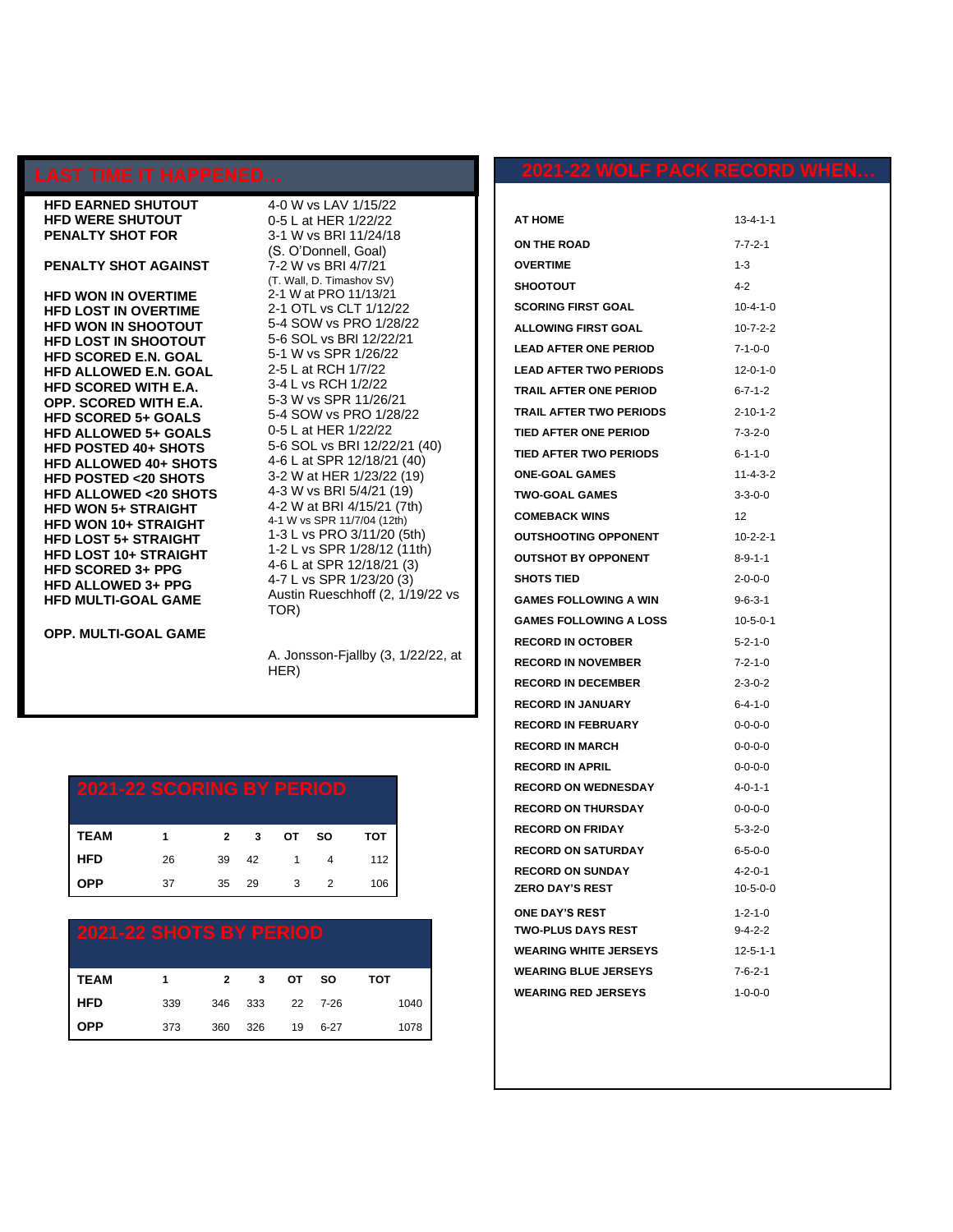## LAST TIME IT HAPPENED…

| | |
|---|---|
| **HFD EARNED SHUTOUT** | 4-0 W vs LAV 1/15/22 |
| **HFD WERE SHUTOUT** | 0-5 L at HER 1/22/22 |
| **PENALTY SHOT FOR** | 3-1 W vs BRI 11/24/18 (S. O'Donnell, Goal) |
| **PENALTY SHOT AGAINST** | 7-2 W vs BRI 4/7/21 (T. Wall, D. Timashov SV) |
| **HFD WON IN OVERTIME** | 2-1 W at PRO 11/13/21 |
| **HFD LOST IN OVERTIME** | 2-1 OTL vs CLT 1/12/22 |
| **HFD WON IN SHOOTOUT** | 5-4 SOW vs PRO 1/28/22 |
| **HFD LOST IN SHOOTOUT** | 5-6 SOL vs BRI 12/22/21 |
| **HFD SCORED E.N. GOAL** | 5-1 W vs SPR 1/26/22 |
| **HFD ALLOWED E.N. GOAL** | 2-5 L at RCH 1/7/22 |
| **HFD SCORED WITH E.A.** | 3-4 L vs RCH 1/2/22 |
| **OPP. SCORED WITH E.A.** | 5-3 W vs SPR 11/26/21 |
| **HFD SCORED 5+ GOALS** | 5-4 SOW vs PRO 1/28/22 |
| **HFD ALLOWED 5+ GOALS** | 0-5 L at HER 1/22/22 |
| **HFD POSTED 40+ SHOTS** | 5-6 SOL vs BRI 12/22/21 (40) |
| **HFD ALLOWED 40+ SHOTS** | 4-6 L at SPR 12/18/21 (40) |
| **HFD POSTED <20 SHOTS** | 3-2 W at HER 1/23/22 (19) |
| **HFD ALLOWED <20 SHOTS** | 4-3 W vs BRI 5/4/21 (19) |
| **HFD WON 5+ STRAIGHT** | 4-2 W at BRI 4/15/21 (7th) |
| **HFD WON 10+ STRAIGHT** | 4-1 W vs SPR 11/7/04 (12th) |
| **HFD LOST 5+ STRAIGHT** | 1-3 L vs PRO 3/11/20 (5th) |
| **HFD LOST 10+ STRAIGHT** | 1-2 L vs SPR 1/28/12 (11th) |
| **HFD SCORED 3+ PPG** | 4-6 L at SPR 12/18/21 (3) |
| **HFD ALLOWED 3+ PPG** | 4-7 L vs SPR 1/23/20 (3) |
| **HFD MULTI-GOAL GAME** | Austin Rueschhoff (2, 1/19/22 vs TOR) |
| **OPP. MULTI-GOAL GAME** | A. Jonsson-Fjallby (3, 1/22/22, at HER) |

## 2021-22 SCORING BY PERIOD

| TEAM | 1 | 2 | 3 | OT | SO | TOT |
|---|---|---|---|---|---|---|
| HFD | 26 | 39 | 42 | 1 | 4 | 112 |
| OPP | 37 | 35 | 29 | 3 | 2 | 106 |

## 2021-22 SHOTS BY PERIOD

| TEAM | 1 | 2 | 3 | OT | SO | TOT |
|---|---|---|---|---|---|---|
| HFD | 339 | 346 | 333 | 22 | 7-26 | 1040 |
| OPP | 373 | 360 | 326 | 19 | 6-27 | 1078 |

## 2021-22 WOLF PACK RECORD WHEN…

| | |
|---|---|
| **AT HOME** | 13-4-1-1 |
| **ON THE ROAD** | 7-7-2-1 |
| **OVERTIME** | 1-3 |
| **SHOOTOUT** | 4-2 |
| **SCORING FIRST GOAL** | 10-4-1-0 |
| **ALLOWING FIRST GOAL** | 10-7-2-2 |
| **LEAD AFTER ONE PERIOD** | 7-1-0-0 |
| **LEAD AFTER TWO PERIODS** | 12-0-1-0 |
| **TRAIL AFTER ONE PERIOD** | 6-7-1-2 |
| **TRAIL AFTER TWO PERIODS** | 2-10-1-2 |
| **TIED AFTER ONE PERIOD** | 7-3-2-0 |
| **TIED AFTER TWO PERIODS** | 6-1-1-0 |
| **ONE-GOAL GAMES** | 11-4-3-2 |
| **TWO-GOAL GAMES** | 3-3-0-0 |
| **COMEBACK WINS** | 12 |
| **OUTSHOOTING OPPONENT** | 10-2-2-1 |
| **OUTSHOT BY OPPONENT** | 8-9-1-1 |
| **SHOTS TIED** | 2-0-0-0 |
| **GAMES FOLLOWING A WIN** | 9-6-3-1 |
| **GAMES FOLLOWING A LOSS** | 10-5-0-1 |
| **RECORD IN OCTOBER** | 5-2-1-0 |
| **RECORD IN NOVEMBER** | 7-2-1-0 |
| **RECORD IN DECEMBER** | 2-3-0-2 |
| **RECORD IN JANUARY** | 6-4-1-0 |
| **RECORD IN FEBRUARY** | 0-0-0-0 |
| **RECORD IN MARCH** | 0-0-0-0 |
| **RECORD IN APRIL** | 0-0-0-0 |
| **RECORD ON WEDNESDAY** | 4-0-1-1 |
| **RECORD ON THURSDAY** | 0-0-0-0 |
| **RECORD ON FRIDAY** | 5-3-2-0 |
| **RECORD ON SATURDAY** | 6-5-0-0 |
| **RECORD ON SUNDAY** | 4-2-0-1 |
| **ZERO DAY'S REST** | 10-5-0-0 |
| **ONE DAY'S REST** | 1-2-1-0 |
| **TWO-PLUS DAYS REST** | 9-4-2-2 |
| **WEARING WHITE JERSEYS** | 12-5-1-1 |
| **WEARING BLUE JERSEYS** | 7-6-2-1 |
| **WEARING RED JERSEYS** | 1-0-0-0 |